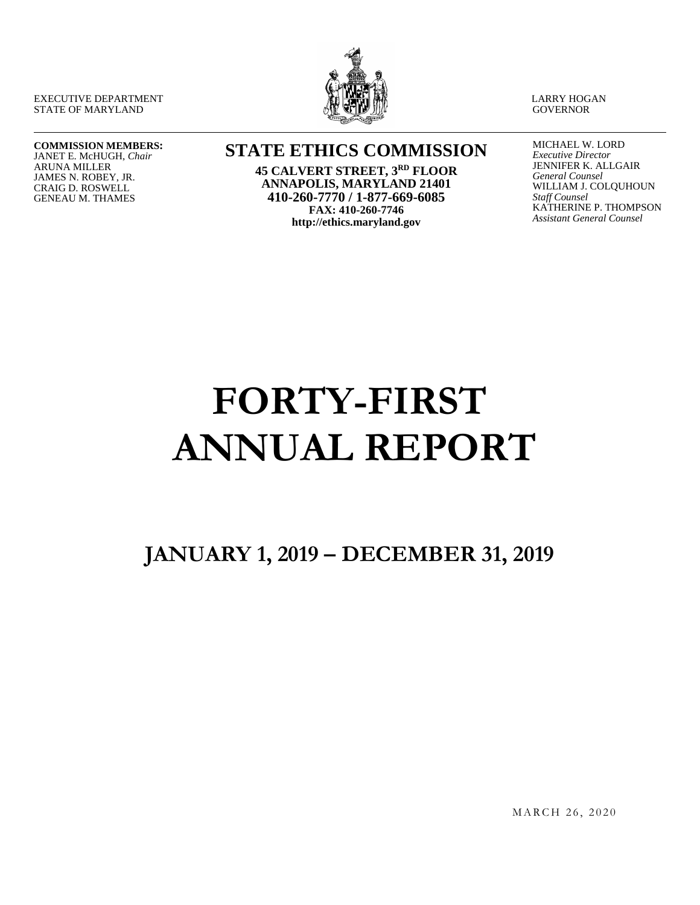EXECUTIVE DEPARTMENT
STATE OF MARYLAND

LARRY HOGAN
GOVERNOR

**COMMISSION MEMBERS:**
JANET E. McHUGH, *Chair*
ARUNA MILLER
JAMES N. ROBEY, JR.
CRAIG D. ROSWELL
GENEAU M. THAMES

## STATE ETHICS COMMISSION

**45 CALVERT STREET, 3RD FLOOR**
**ANNAPOLIS, MARYLAND 21401**
**410-260-7770 / 1-877-669-6085**
**FAX: 410-260-7746**
**http://ethics.maryland.gov**

MICHAEL W. LORD
*Executive Director*
JENNIFER K. ALLGAIR
*General Counsel*
WILLIAM J. COLQUHOUN
*Staff Counsel*
KATHERINE P. THOMPSON
*Assistant General Counsel*

# FORTY-FIRST ANNUAL REPORT

## JANUARY 1, 2019 – DECEMBER 31, 2019

MARCH 26, 2020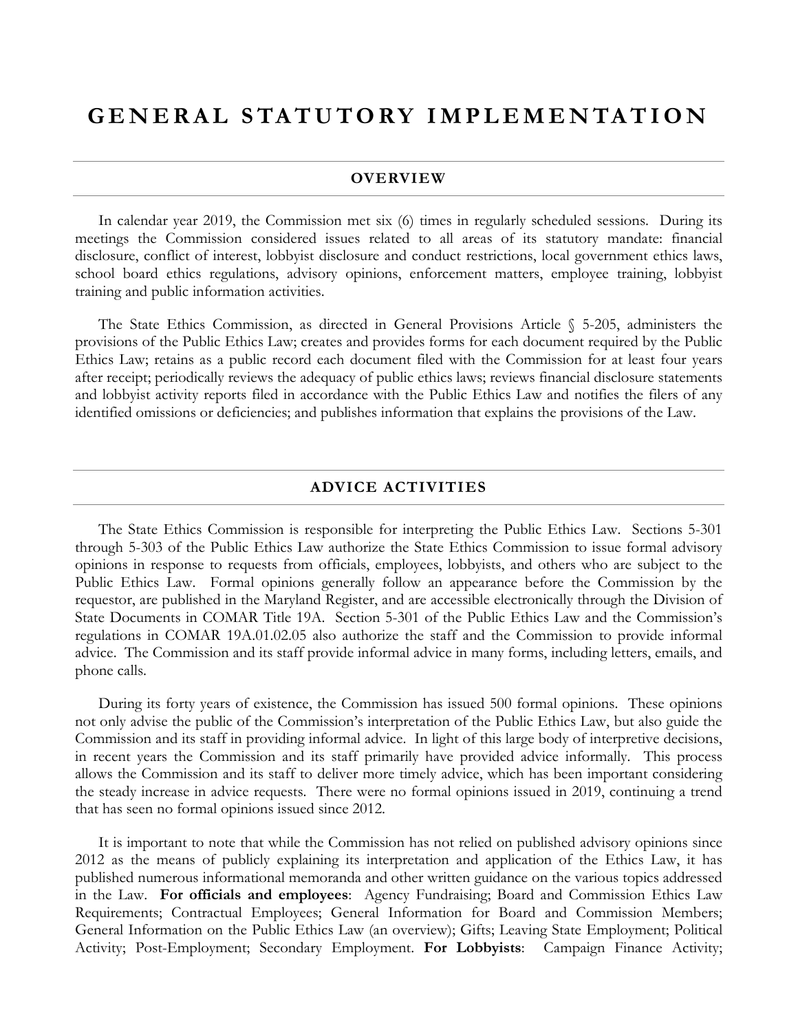# GENERAL STATUTORY IMPLEMENTATION

## OVERVIEW

In calendar year 2019, the Commission met six (6) times in regularly scheduled sessions. During its meetings the Commission considered issues related to all areas of its statutory mandate: financial disclosure, conflict of interest, lobbyist disclosure and conduct restrictions, local government ethics laws, school board ethics regulations, advisory opinions, enforcement matters, employee training, lobbyist training and public information activities.

The State Ethics Commission, as directed in General Provisions Article § 5-205, administers the provisions of the Public Ethics Law; creates and provides forms for each document required by the Public Ethics Law; retains as a public record each document filed with the Commission for at least four years after receipt; periodically reviews the adequacy of public ethics laws; reviews financial disclosure statements and lobbyist activity reports filed in accordance with the Public Ethics Law and notifies the filers of any identified omissions or deficiencies; and publishes information that explains the provisions of the Law.

## ADVICE ACTIVITIES

The State Ethics Commission is responsible for interpreting the Public Ethics Law. Sections 5-301 through 5-303 of the Public Ethics Law authorize the State Ethics Commission to issue formal advisory opinions in response to requests from officials, employees, lobbyists, and others who are subject to the Public Ethics Law. Formal opinions generally follow an appearance before the Commission by the requestor, are published in the Maryland Register, and are accessible electronically through the Division of State Documents in COMAR Title 19A. Section 5-301 of the Public Ethics Law and the Commission's regulations in COMAR 19A.01.02.05 also authorize the staff and the Commission to provide informal advice. The Commission and its staff provide informal advice in many forms, including letters, emails, and phone calls.

During its forty years of existence, the Commission has issued 500 formal opinions. These opinions not only advise the public of the Commission's interpretation of the Public Ethics Law, but also guide the Commission and its staff in providing informal advice. In light of this large body of interpretive decisions, in recent years the Commission and its staff primarily have provided advice informally. This process allows the Commission and its staff to deliver more timely advice, which has been important considering the steady increase in advice requests. There were no formal opinions issued in 2019, continuing a trend that has seen no formal opinions issued since 2012.

It is important to note that while the Commission has not relied on published advisory opinions since 2012 as the means of publicly explaining its interpretation and application of the Ethics Law, it has published numerous informational memoranda and other written guidance on the various topics addressed in the Law. **For officials and employees**: Agency Fundraising; Board and Commission Ethics Law Requirements; Contractual Employees; General Information for Board and Commission Members; General Information on the Public Ethics Law (an overview); Gifts; Leaving State Employment; Political Activity; Post-Employment; Secondary Employment. **For Lobbyists**: Campaign Finance Activity;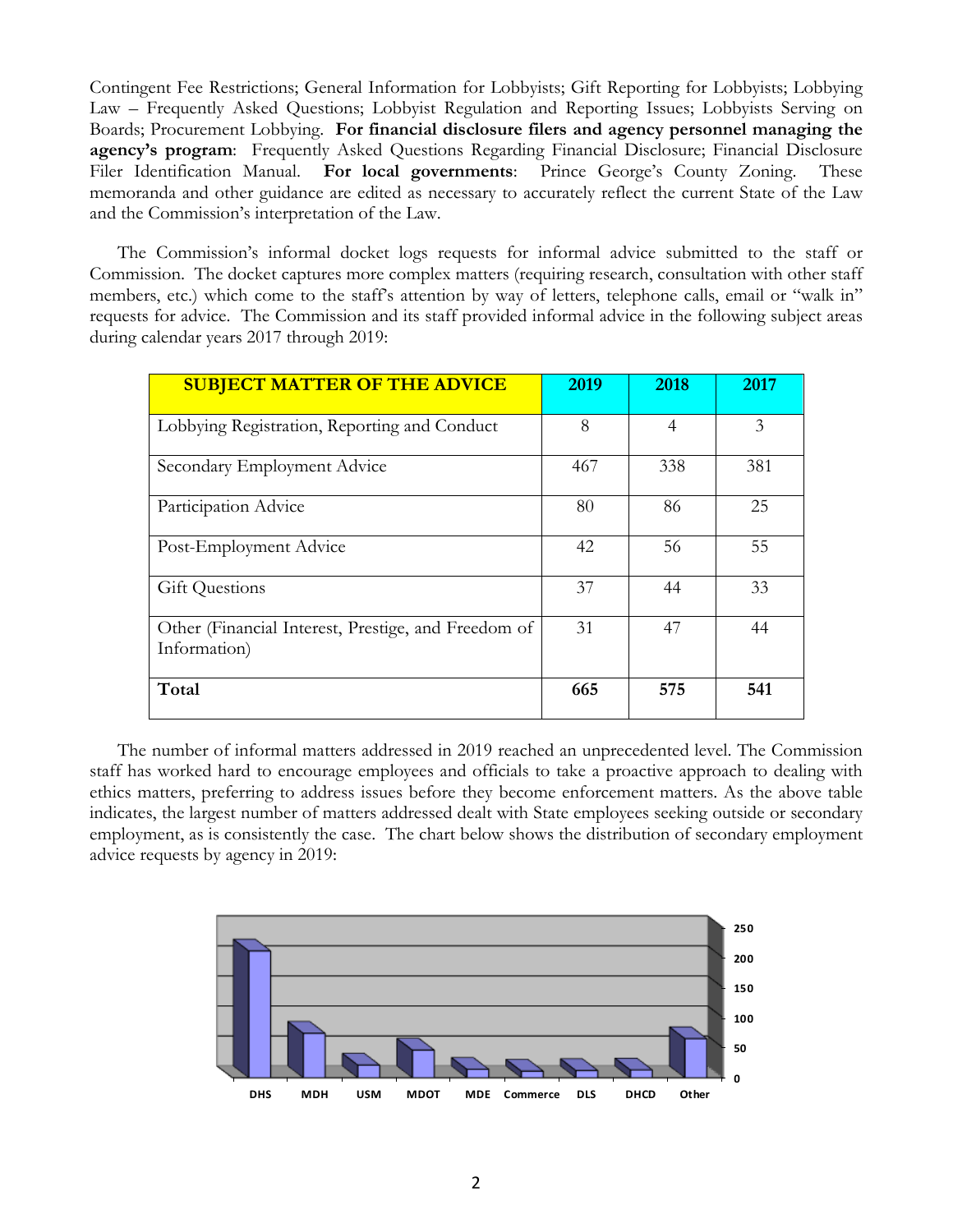Contingent Fee Restrictions; General Information for Lobbyists; Gift Reporting for Lobbyists; Lobbying Law – Frequently Asked Questions; Lobbyist Regulation and Reporting Issues; Lobbyists Serving on Boards; Procurement Lobbying. **For financial disclosure filers and agency personnel managing the agency's program**: Frequently Asked Questions Regarding Financial Disclosure; Financial Disclosure Filer Identification Manual. **For local governments**: Prince George's County Zoning. These memoranda and other guidance are edited as necessary to accurately reflect the current State of the Law and the Commission's interpretation of the Law.

The Commission's informal docket logs requests for informal advice submitted to the staff or Commission. The docket captures more complex matters (requiring research, consultation with other staff members, etc.) which come to the staff's attention by way of letters, telephone calls, email or "walk in" requests for advice. The Commission and its staff provided informal advice in the following subject areas during calendar years 2017 through 2019:

| SUBJECT MATTER OF THE ADVICE | 2019 | 2018 | 2017 |
|---|---|---|---|
| Lobbying Registration, Reporting and Conduct | 8 | 4 | 3 |
| Secondary Employment Advice | 467 | 338 | 381 |
| Participation Advice | 80 | 86 | 25 |
| Post-Employment Advice | 42 | 56 | 55 |
| Gift Questions | 37 | 44 | 33 |
| Other (Financial Interest, Prestige, and Freedom of Information) | 31 | 47 | 44 |
| **Total** | **665** | **575** | **541** |

The number of informal matters addressed in 2019 reached an unprecedented level. The Commission staff has worked hard to encourage employees and officials to take a proactive approach to dealing with ethics matters, preferring to address issues before they become enforcement matters. As the above table indicates, the largest number of matters addressed dealt with State employees seeking outside or secondary employment, as is consistently the case. The chart below shows the distribution of secondary employment advice requests by agency in 2019: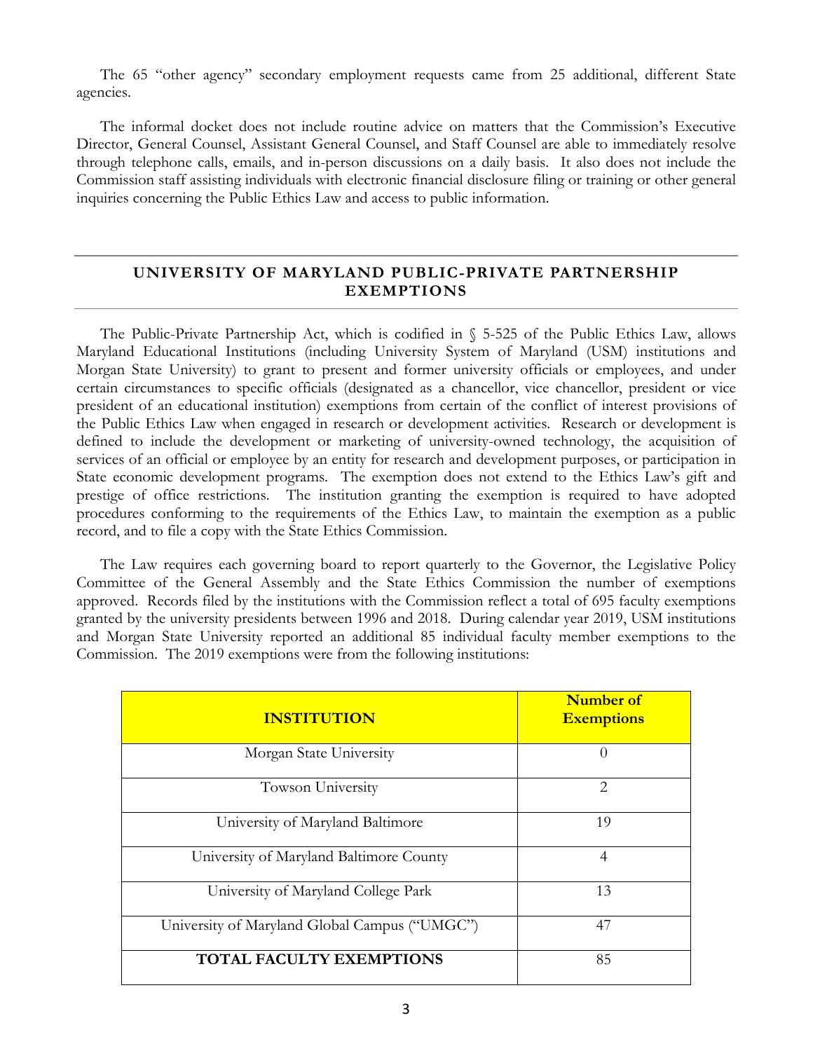The 65 "other agency" secondary employment requests came from 25 additional, different State agencies.

The informal docket does not include routine advice on matters that the Commission's Executive Director, General Counsel, Assistant General Counsel, and Staff Counsel are able to immediately resolve through telephone calls, emails, and in-person discussions on a daily basis. It also does not include the Commission staff assisting individuals with electronic financial disclosure filing or training or other general inquiries concerning the Public Ethics Law and access to public information.

## UNIVERSITY OF MARYLAND PUBLIC-PRIVATE PARTNERSHIP EXEMPTIONS

The Public-Private Partnership Act, which is codified in § 5-525 of the Public Ethics Law, allows Maryland Educational Institutions (including University System of Maryland (USM) institutions and Morgan State University) to grant to present and former university officials or employees, and under certain circumstances to specific officials (designated as a chancellor, vice chancellor, president or vice president of an educational institution) exemptions from certain of the conflict of interest provisions of the Public Ethics Law when engaged in research or development activities. Research or development is defined to include the development or marketing of university-owned technology, the acquisition of services of an official or employee by an entity for research and development purposes, or participation in State economic development programs. The exemption does not extend to the Ethics Law's gift and prestige of office restrictions. The institution granting the exemption is required to have adopted procedures conforming to the requirements of the Ethics Law, to maintain the exemption as a public record, and to file a copy with the State Ethics Commission.

The Law requires each governing board to report quarterly to the Governor, the Legislative Policy Committee of the General Assembly and the State Ethics Commission the number of exemptions approved. Records filed by the institutions with the Commission reflect a total of 695 faculty exemptions granted by the university presidents between 1996 and 2018. During calendar year 2019, USM institutions and Morgan State University reported an additional 85 individual faculty member exemptions to the Commission. The 2019 exemptions were from the following institutions:

| INSTITUTION | Number of Exemptions |
|---|---|
| Morgan State University | 0 |
| Towson University | 2 |
| University of Maryland Baltimore | 19 |
| University of Maryland Baltimore County | 4 |
| University of Maryland College Park | 13 |
| University of Maryland Global Campus ("UMGC") | 47 |
| **TOTAL FACULTY EXEMPTIONS** | 85 |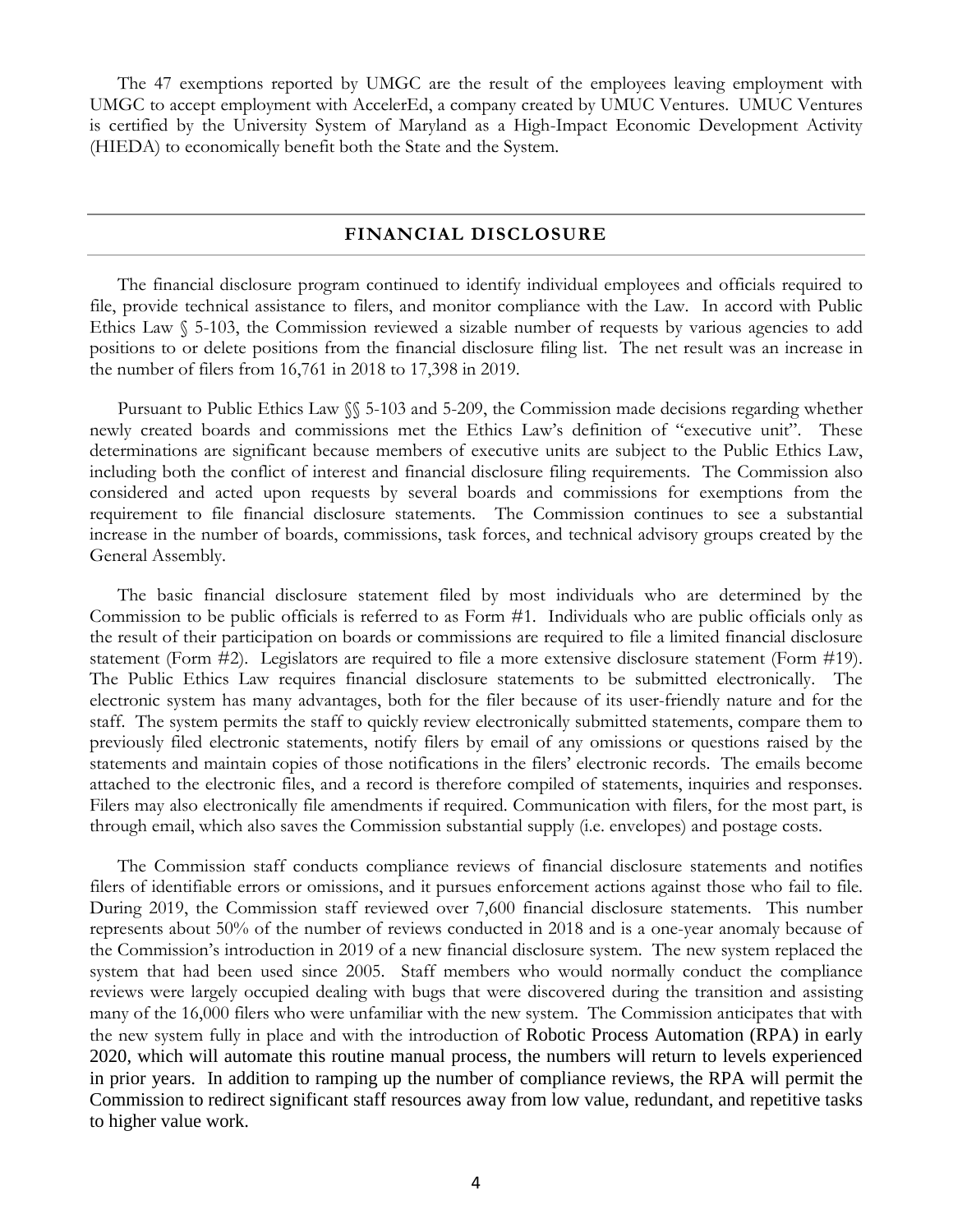The 47 exemptions reported by UMGC are the result of the employees leaving employment with UMGC to accept employment with AccelerEd, a company created by UMUC Ventures. UMUC Ventures is certified by the University System of Maryland as a High-Impact Economic Development Activity (HIEDA) to economically benefit both the State and the System.

## FINANCIAL DISCLOSURE

The financial disclosure program continued to identify individual employees and officials required to file, provide technical assistance to filers, and monitor compliance with the Law. In accord with Public Ethics Law § 5-103, the Commission reviewed a sizable number of requests by various agencies to add positions to or delete positions from the financial disclosure filing list. The net result was an increase in the number of filers from 16,761 in 2018 to 17,398 in 2019.

Pursuant to Public Ethics Law §§ 5-103 and 5-209, the Commission made decisions regarding whether newly created boards and commissions met the Ethics Law's definition of "executive unit". These determinations are significant because members of executive units are subject to the Public Ethics Law, including both the conflict of interest and financial disclosure filing requirements. The Commission also considered and acted upon requests by several boards and commissions for exemptions from the requirement to file financial disclosure statements. The Commission continues to see a substantial increase in the number of boards, commissions, task forces, and technical advisory groups created by the General Assembly.

The basic financial disclosure statement filed by most individuals who are determined by the Commission to be public officials is referred to as Form #1. Individuals who are public officials only as the result of their participation on boards or commissions are required to file a limited financial disclosure statement (Form #2). Legislators are required to file a more extensive disclosure statement (Form #19). The Public Ethics Law requires financial disclosure statements to be submitted electronically. The electronic system has many advantages, both for the filer because of its user-friendly nature and for the staff. The system permits the staff to quickly review electronically submitted statements, compare them to previously filed electronic statements, notify filers by email of any omissions or questions raised by the statements and maintain copies of those notifications in the filers' electronic records. The emails become attached to the electronic files, and a record is therefore compiled of statements, inquiries and responses. Filers may also electronically file amendments if required. Communication with filers, for the most part, is through email, which also saves the Commission substantial supply (i.e. envelopes) and postage costs.

The Commission staff conducts compliance reviews of financial disclosure statements and notifies filers of identifiable errors or omissions, and it pursues enforcement actions against those who fail to file. During 2019, the Commission staff reviewed over 7,600 financial disclosure statements. This number represents about 50% of the number of reviews conducted in 2018 and is a one-year anomaly because of the Commission's introduction in 2019 of a new financial disclosure system. The new system replaced the system that had been used since 2005. Staff members who would normally conduct the compliance reviews were largely occupied dealing with bugs that were discovered during the transition and assisting many of the 16,000 filers who were unfamiliar with the new system. The Commission anticipates that with the new system fully in place and with the introduction of Robotic Process Automation (RPA) in early 2020, which will automate this routine manual process, the numbers will return to levels experienced in prior years. In addition to ramping up the number of compliance reviews, the RPA will permit the Commission to redirect significant staff resources away from low value, redundant, and repetitive tasks to higher value work.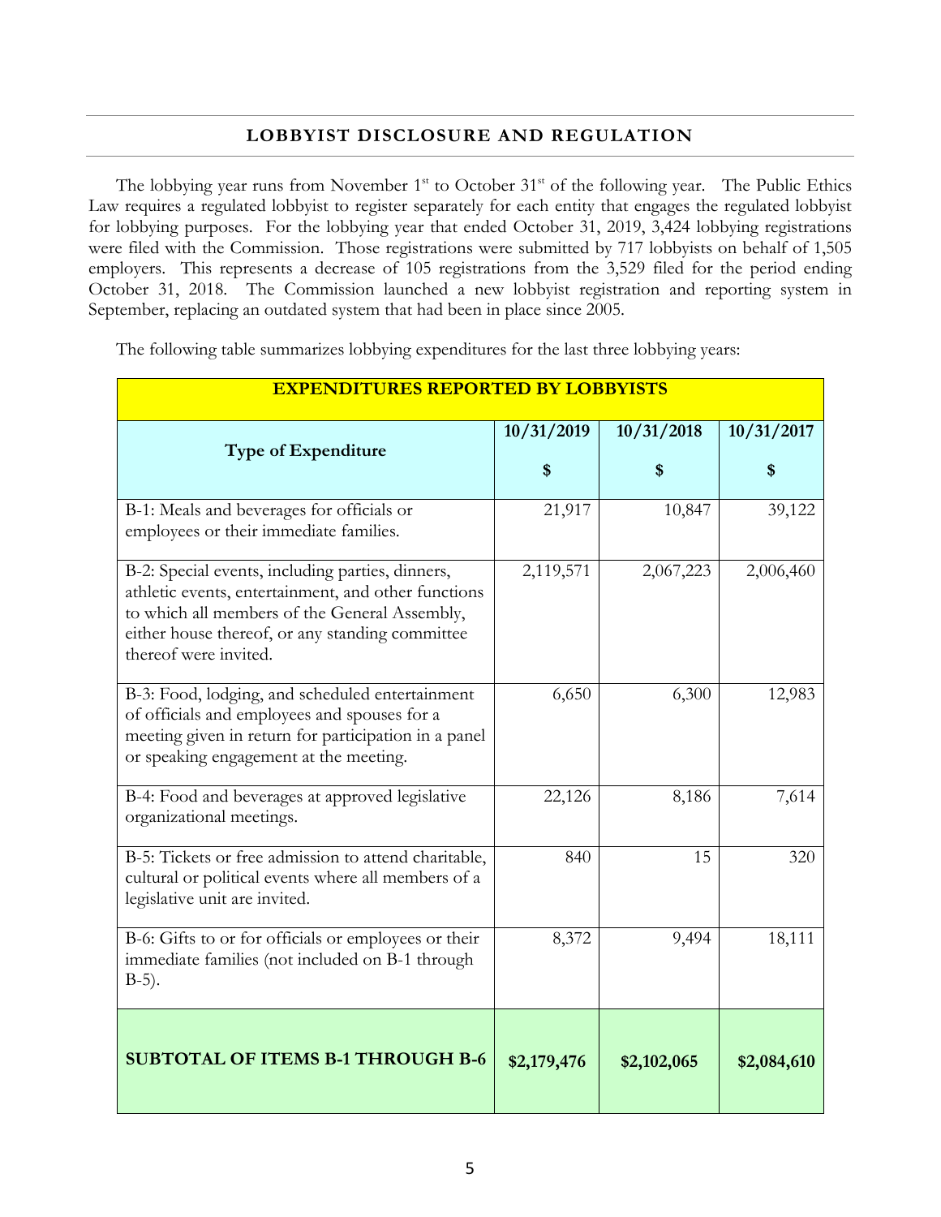## LOBBYIST DISCLOSURE AND REGULATION

The lobbying year runs from November 1st to October 31st of the following year. The Public Ethics Law requires a regulated lobbyist to register separately for each entity that engages the regulated lobbyist for lobbying purposes. For the lobbying year that ended October 31, 2019, 3,424 lobbying registrations were filed with the Commission. Those registrations were submitted by 717 lobbyists on behalf of 1,505 employers. This represents a decrease of 105 registrations from the 3,529 filed for the period ending October 31, 2018. The Commission launched a new lobbyist registration and reporting system in September, replacing an outdated system that had been in place since 2005.

The following table summarizes lobbying expenditures for the last three lobbying years:

| EXPENDITURES REPORTED BY LOBBYISTS | | | |
|---|---|---|---|
| **Type of Expenditure** | **10/31/2019 $** | **10/31/2018 $** | **10/31/2017 $** |
| B-1: Meals and beverages for officials or employees or their immediate families. | 21,917 | 10,847 | 39,122 |
| B-2: Special events, including parties, dinners, athletic events, entertainment, and other functions to which all members of the General Assembly, either house thereof, or any standing committee thereof were invited. | 2,119,571 | 2,067,223 | 2,006,460 |
| B-3: Food, lodging, and scheduled entertainment of officials and employees and spouses for a meeting given in return for participation in a panel or speaking engagement at the meeting. | 6,650 | 6,300 | 12,983 |
| B-4: Food and beverages at approved legislative organizational meetings. | 22,126 | 8,186 | 7,614 |
| B-5: Tickets or free admission to attend charitable, cultural or political events where all members of a legislative unit are invited. | 840 | 15 | 320 |
| B-6: Gifts to or for officials or employees or their immediate families (not included on B-1 through B-5). | 8,372 | 9,494 | 18,111 |
| **SUBTOTAL OF ITEMS B-1 THROUGH B-6** | **$2,179,476** | **$2,102,065** | **$2,084,610** |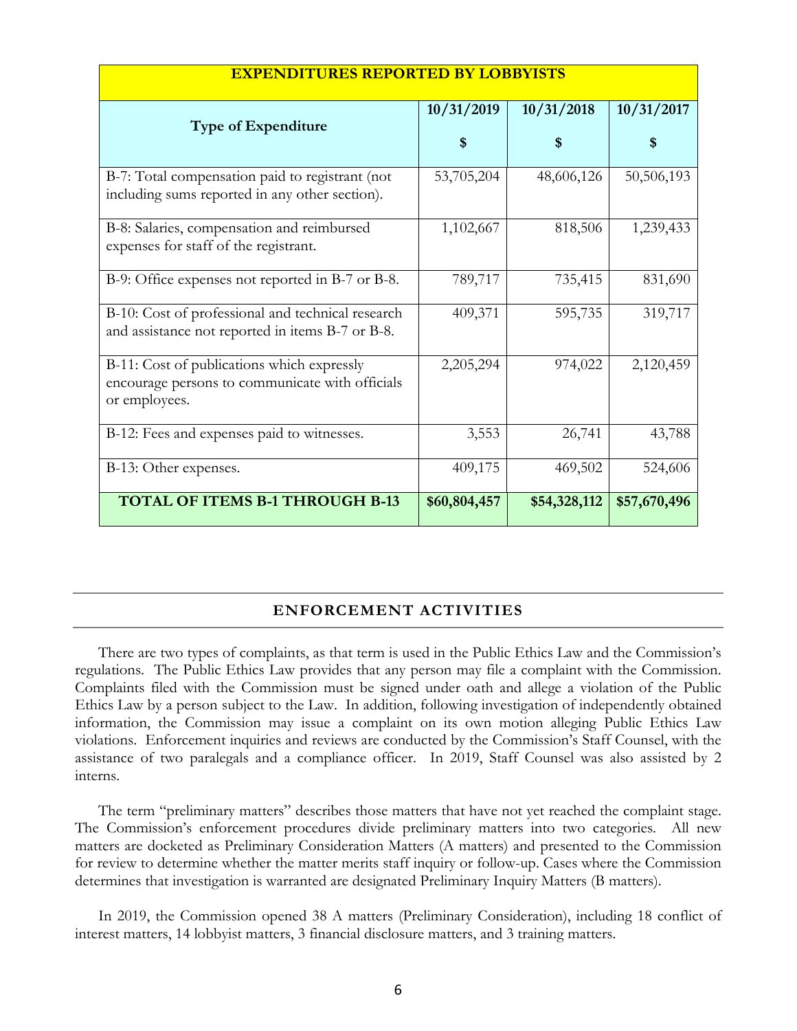| EXPENDITURES REPORTED BY LOBBYISTS | | | |
|---|---|---|---|
| **Type of Expenditure** | **10/31/2019**<br>**$** | **10/31/2018**<br>**$** | **10/31/2017**<br>**$** |
| B-7: Total compensation paid to registrant (not including sums reported in any other section). | 53,705,204 | 48,606,126 | 50,506,193 |
| B-8: Salaries, compensation and reimbursed expenses for staff of the registrant. | 1,102,667 | 818,506 | 1,239,433 |
| B-9: Office expenses not reported in B-7 or B-8. | 789,717 | 735,415 | 831,690 |
| B-10: Cost of professional and technical research and assistance not reported in items B-7 or B-8. | 409,371 | 595,735 | 319,717 |
| B-11: Cost of publications which expressly encourage persons to communicate with officials or employees. | 2,205,294 | 974,022 | 2,120,459 |
| B-12: Fees and expenses paid to witnesses. | 3,553 | 26,741 | 43,788 |
| B-13: Other expenses. | 409,175 | 469,502 | 524,606 |
| **TOTAL OF ITEMS B-1 THROUGH B-13** | **$60,804,457** | **$54,328,112** | **$57,670,496** |

## ENFORCEMENT ACTIVITIES

There are two types of complaints, as that term is used in the Public Ethics Law and the Commission's regulations. The Public Ethics Law provides that any person may file a complaint with the Commission. Complaints filed with the Commission must be signed under oath and allege a violation of the Public Ethics Law by a person subject to the Law. In addition, following investigation of independently obtained information, the Commission may issue a complaint on its own motion alleging Public Ethics Law violations. Enforcement inquiries and reviews are conducted by the Commission's Staff Counsel, with the assistance of two paralegals and a compliance officer. In 2019, Staff Counsel was also assisted by 2 interns.

The term "preliminary matters" describes those matters that have not yet reached the complaint stage. The Commission's enforcement procedures divide preliminary matters into two categories. All new matters are docketed as Preliminary Consideration Matters (A matters) and presented to the Commission for review to determine whether the matter merits staff inquiry or follow-up. Cases where the Commission determines that investigation is warranted are designated Preliminary Inquiry Matters (B matters).

In 2019, the Commission opened 38 A matters (Preliminary Consideration), including 18 conflict of interest matters, 14 lobbyist matters, 3 financial disclosure matters, and 3 training matters.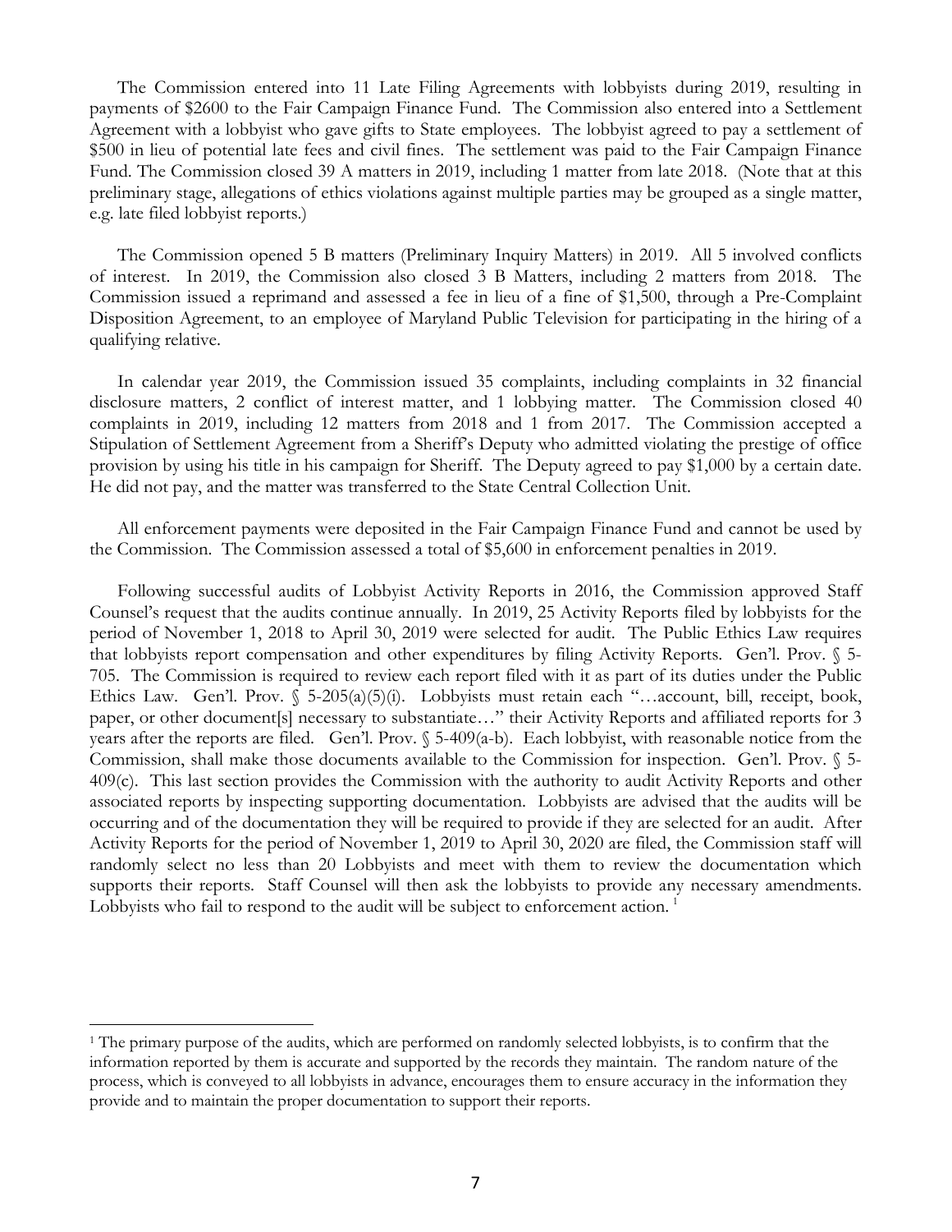The Commission entered into 11 Late Filing Agreements with lobbyists during 2019, resulting in payments of $2600 to the Fair Campaign Finance Fund. The Commission also entered into a Settlement Agreement with a lobbyist who gave gifts to State employees. The lobbyist agreed to pay a settlement of $500 in lieu of potential late fees and civil fines. The settlement was paid to the Fair Campaign Finance Fund. The Commission closed 39 A matters in 2019, including 1 matter from late 2018. (Note that at this preliminary stage, allegations of ethics violations against multiple parties may be grouped as a single matter, e.g. late filed lobbyist reports.)

The Commission opened 5 B matters (Preliminary Inquiry Matters) in 2019. All 5 involved conflicts of interest. In 2019, the Commission also closed 3 B Matters, including 2 matters from 2018. The Commission issued a reprimand and assessed a fee in lieu of a fine of $1,500, through a Pre-Complaint Disposition Agreement, to an employee of Maryland Public Television for participating in the hiring of a qualifying relative.

In calendar year 2019, the Commission issued 35 complaints, including complaints in 32 financial disclosure matters, 2 conflict of interest matter, and 1 lobbying matter. The Commission closed 40 complaints in 2019, including 12 matters from 2018 and 1 from 2017. The Commission accepted a Stipulation of Settlement Agreement from a Sheriff's Deputy who admitted violating the prestige of office provision by using his title in his campaign for Sheriff. The Deputy agreed to pay $1,000 by a certain date. He did not pay, and the matter was transferred to the State Central Collection Unit.

All enforcement payments were deposited in the Fair Campaign Finance Fund and cannot be used by the Commission. The Commission assessed a total of $5,600 in enforcement penalties in 2019.

Following successful audits of Lobbyist Activity Reports in 2016, the Commission approved Staff Counsel's request that the audits continue annually. In 2019, 25 Activity Reports filed by lobbyists for the period of November 1, 2018 to April 30, 2019 were selected for audit. The Public Ethics Law requires that lobbyists report compensation and other expenditures by filing Activity Reports. Gen'l. Prov. § 5-705. The Commission is required to review each report filed with it as part of its duties under the Public Ethics Law. Gen'l. Prov. § 5-205(a)(5)(i). Lobbyists must retain each "…account, bill, receipt, book, paper, or other document[s] necessary to substantiate…" their Activity Reports and affiliated reports for 3 years after the reports are filed. Gen'l. Prov. § 5-409(a-b). Each lobbyist, with reasonable notice from the Commission, shall make those documents available to the Commission for inspection. Gen'l. Prov. § 5-409(c). This last section provides the Commission with the authority to audit Activity Reports and other associated reports by inspecting supporting documentation. Lobbyists are advised that the audits will be occurring and of the documentation they will be required to provide if they are selected for an audit. After Activity Reports for the period of November 1, 2019 to April 30, 2020 are filed, the Commission staff will randomly select no less than 20 Lobbyists and meet with them to review the documentation which supports their reports. Staff Counsel will then ask the lobbyists to provide any necessary amendments. Lobbyists who fail to respond to the audit will be subject to enforcement action. [1]

[1] The primary purpose of the audits, which are performed on randomly selected lobbyists, is to confirm that the information reported by them is accurate and supported by the records they maintain. The random nature of the process, which is conveyed to all lobbyists in advance, encourages them to ensure accuracy in the information they provide and to maintain the proper documentation to support their reports.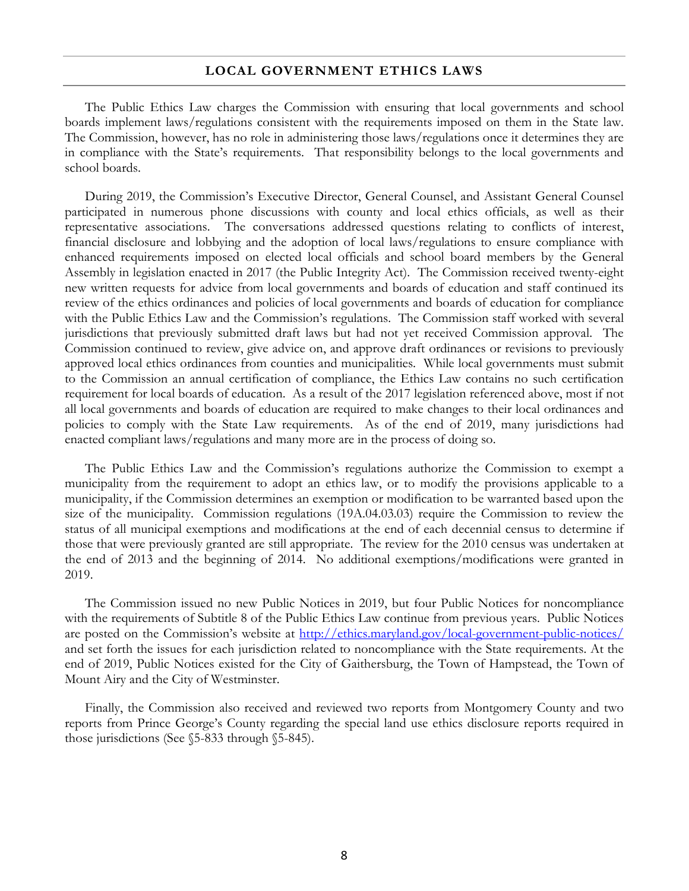## LOCAL GOVERNMENT ETHICS LAWS

The Public Ethics Law charges the Commission with ensuring that local governments and school boards implement laws/regulations consistent with the requirements imposed on them in the State law. The Commission, however, has no role in administering those laws/regulations once it determines they are in compliance with the State's requirements. That responsibility belongs to the local governments and school boards.

During 2019, the Commission's Executive Director, General Counsel, and Assistant General Counsel participated in numerous phone discussions with county and local ethics officials, as well as their representative associations. The conversations addressed questions relating to conflicts of interest, financial disclosure and lobbying and the adoption of local laws/regulations to ensure compliance with enhanced requirements imposed on elected local officials and school board members by the General Assembly in legislation enacted in 2017 (the Public Integrity Act). The Commission received twenty-eight new written requests for advice from local governments and boards of education and staff continued its review of the ethics ordinances and policies of local governments and boards of education for compliance with the Public Ethics Law and the Commission's regulations. The Commission staff worked with several jurisdictions that previously submitted draft laws but had not yet received Commission approval. The Commission continued to review, give advice on, and approve draft ordinances or revisions to previously approved local ethics ordinances from counties and municipalities. While local governments must submit to the Commission an annual certification of compliance, the Ethics Law contains no such certification requirement for local boards of education. As a result of the 2017 legislation referenced above, most if not all local governments and boards of education are required to make changes to their local ordinances and policies to comply with the State Law requirements. As of the end of 2019, many jurisdictions had enacted compliant laws/regulations and many more are in the process of doing so.

The Public Ethics Law and the Commission's regulations authorize the Commission to exempt a municipality from the requirement to adopt an ethics law, or to modify the provisions applicable to a municipality, if the Commission determines an exemption or modification to be warranted based upon the size of the municipality. Commission regulations (19A.04.03.03) require the Commission to review the status of all municipal exemptions and modifications at the end of each decennial census to determine if those that were previously granted are still appropriate. The review for the 2010 census was undertaken at the end of 2013 and the beginning of 2014. No additional exemptions/modifications were granted in 2019.

The Commission issued no new Public Notices in 2019, but four Public Notices for noncompliance with the requirements of Subtitle 8 of the Public Ethics Law continue from previous years. Public Notices are posted on the Commission's website at http://ethics.maryland.gov/local-government-public-notices/ and set forth the issues for each jurisdiction related to noncompliance with the State requirements. At the end of 2019, Public Notices existed for the City of Gaithersburg, the Town of Hampstead, the Town of Mount Airy and the City of Westminster.

Finally, the Commission also received and reviewed two reports from Montgomery County and two reports from Prince George's County regarding the special land use ethics disclosure reports required in those jurisdictions (See §5-833 through §5-845).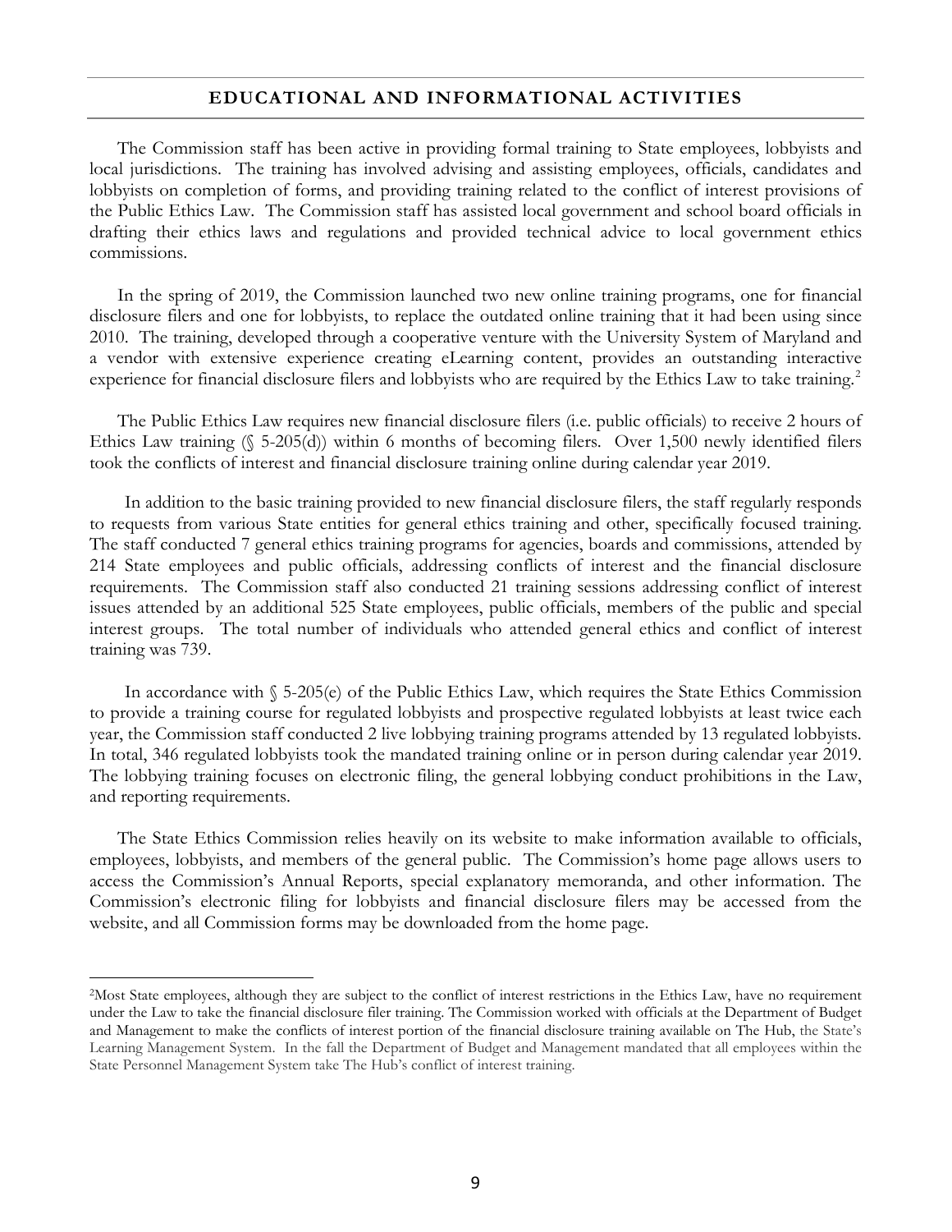## EDUCATIONAL AND INFORMATIONAL ACTIVITIES

The Commission staff has been active in providing formal training to State employees, lobbyists and local jurisdictions. The training has involved advising and assisting employees, officials, candidates and lobbyists on completion of forms, and providing training related to the conflict of interest provisions of the Public Ethics Law. The Commission staff has assisted local government and school board officials in drafting their ethics laws and regulations and provided technical advice to local government ethics commissions.

In the spring of 2019, the Commission launched two new online training programs, one for financial disclosure filers and one for lobbyists, to replace the outdated online training that it had been using since 2010. The training, developed through a cooperative venture with the University System of Maryland and a vendor with extensive experience creating eLearning content, provides an outstanding interactive experience for financial disclosure filers and lobbyists who are required by the Ethics Law to take training.[2]

The Public Ethics Law requires new financial disclosure filers (i.e. public officials) to receive 2 hours of Ethics Law training (§ 5-205(d)) within 6 months of becoming filers. Over 1,500 newly identified filers took the conflicts of interest and financial disclosure training online during calendar year 2019.

In addition to the basic training provided to new financial disclosure filers, the staff regularly responds to requests from various State entities for general ethics training and other, specifically focused training. The staff conducted 7 general ethics training programs for agencies, boards and commissions, attended by 214 State employees and public officials, addressing conflicts of interest and the financial disclosure requirements. The Commission staff also conducted 21 training sessions addressing conflict of interest issues attended by an additional 525 State employees, public officials, members of the public and special interest groups. The total number of individuals who attended general ethics and conflict of interest training was 739.

In accordance with § 5-205(e) of the Public Ethics Law, which requires the State Ethics Commission to provide a training course for regulated lobbyists and prospective regulated lobbyists at least twice each year, the Commission staff conducted 2 live lobbying training programs attended by 13 regulated lobbyists. In total, 346 regulated lobbyists took the mandated training online or in person during calendar year 2019. The lobbying training focuses on electronic filing, the general lobbying conduct prohibitions in the Law, and reporting requirements.

The State Ethics Commission relies heavily on its website to make information available to officials, employees, lobbyists, and members of the general public. The Commission's home page allows users to access the Commission's Annual Reports, special explanatory memoranda, and other information. The Commission's electronic filing for lobbyists and financial disclosure filers may be accessed from the website, and all Commission forms may be downloaded from the home page.

---

[2] Most State employees, although they are subject to the conflict of interest restrictions in the Ethics Law, have no requirement under the Law to take the financial disclosure filer training. The Commission worked with officials at the Department of Budget and Management to make the conflicts of interest portion of the financial disclosure training available on The Hub, the State's Learning Management System. In the fall the Department of Budget and Management mandated that all employees within the State Personnel Management System take The Hub's conflict of interest training.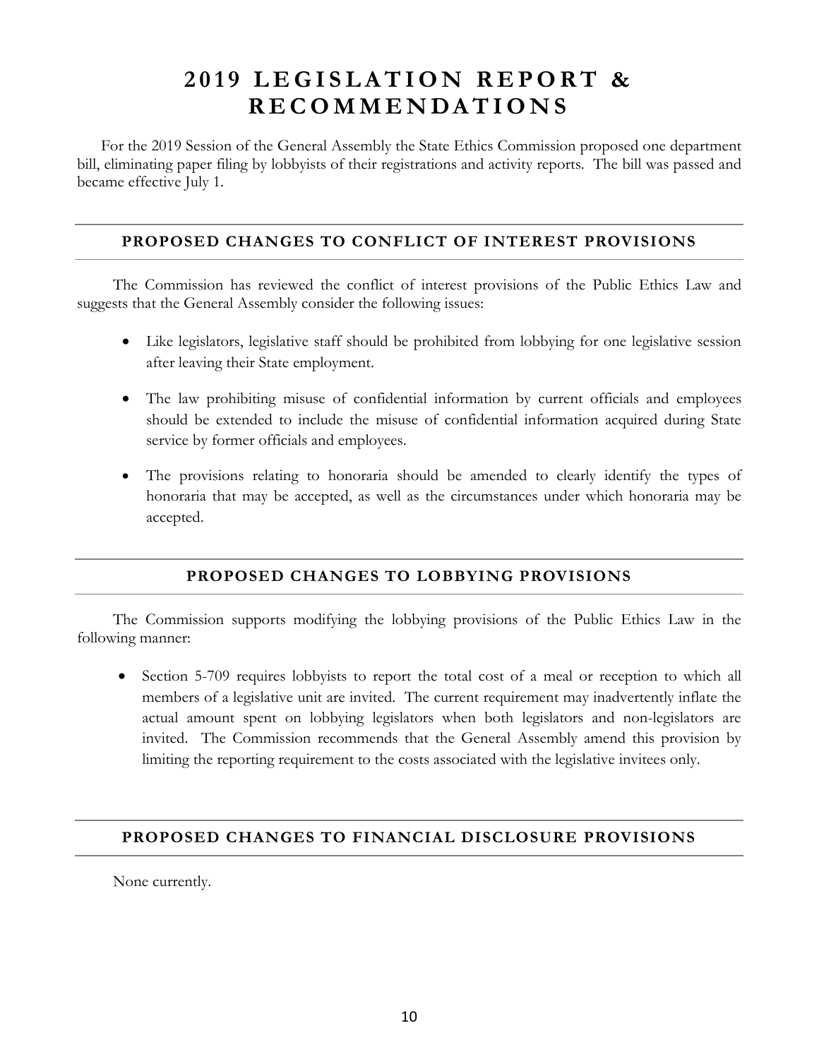# 2019 LEGISLATION REPORT & RECOMMENDATIONS

For the 2019 Session of the General Assembly the State Ethics Commission proposed one department bill, eliminating paper filing by lobbyists of their registrations and activity reports. The bill was passed and became effective July 1.

## PROPOSED CHANGES TO CONFLICT OF INTEREST PROVISIONS

The Commission has reviewed the conflict of interest provisions of the Public Ethics Law and suggests that the General Assembly consider the following issues:

- Like legislators, legislative staff should be prohibited from lobbying for one legislative session after leaving their State employment.
- The law prohibiting misuse of confidential information by current officials and employees should be extended to include the misuse of confidential information acquired during State service by former officials and employees.
- The provisions relating to honoraria should be amended to clearly identify the types of honoraria that may be accepted, as well as the circumstances under which honoraria may be accepted.

## PROPOSED CHANGES TO LOBBYING PROVISIONS

The Commission supports modifying the lobbying provisions of the Public Ethics Law in the following manner:

- Section 5-709 requires lobbyists to report the total cost of a meal or reception to which all members of a legislative unit are invited. The current requirement may inadvertently inflate the actual amount spent on lobbying legislators when both legislators and non-legislators are invited. The Commission recommends that the General Assembly amend this provision by limiting the reporting requirement to the costs associated with the legislative invitees only.

## PROPOSED CHANGES TO FINANCIAL DISCLOSURE PROVISIONS

None currently.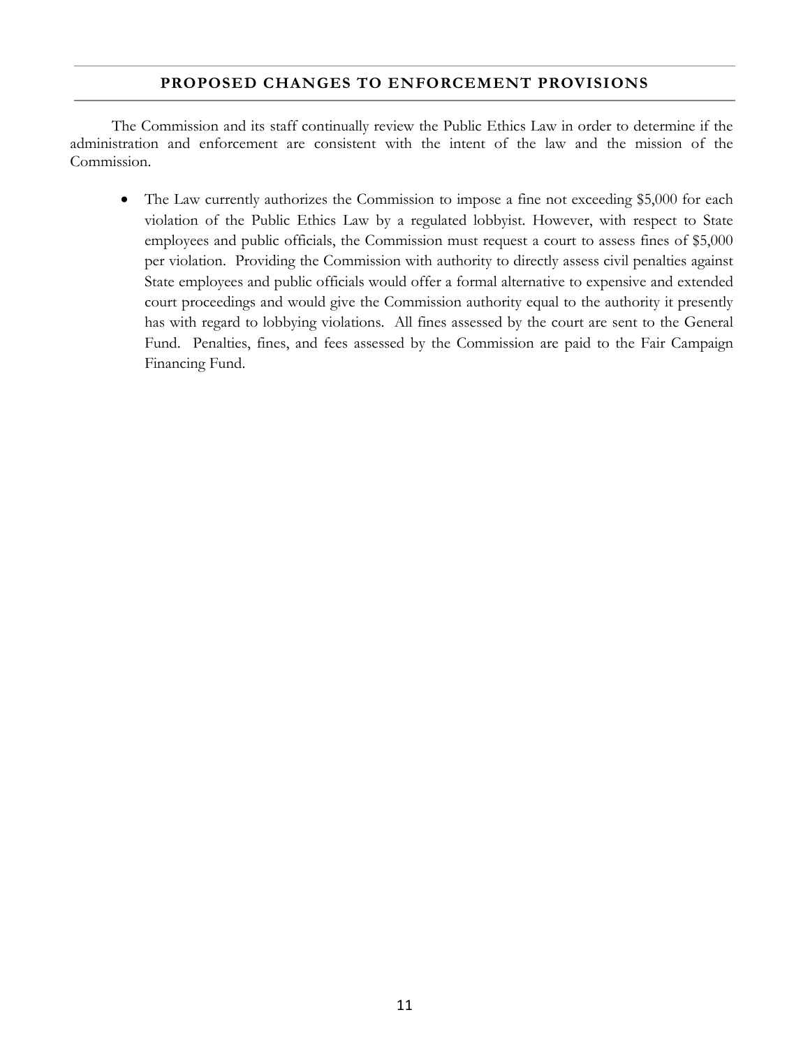## PROPOSED CHANGES TO ENFORCEMENT PROVISIONS

The Commission and its staff continually review the Public Ethics Law in order to determine if the administration and enforcement are consistent with the intent of the law and the mission of the Commission.

- The Law currently authorizes the Commission to impose a fine not exceeding $5,000 for each violation of the Public Ethics Law by a regulated lobbyist. However, with respect to State employees and public officials, the Commission must request a court to assess fines of $5,000 per violation. Providing the Commission with authority to directly assess civil penalties against State employees and public officials would offer a formal alternative to expensive and extended court proceedings and would give the Commission authority equal to the authority it presently has with regard to lobbying violations. All fines assessed by the court are sent to the General Fund. Penalties, fines, and fees assessed by the Commission are paid to the Fair Campaign Financing Fund.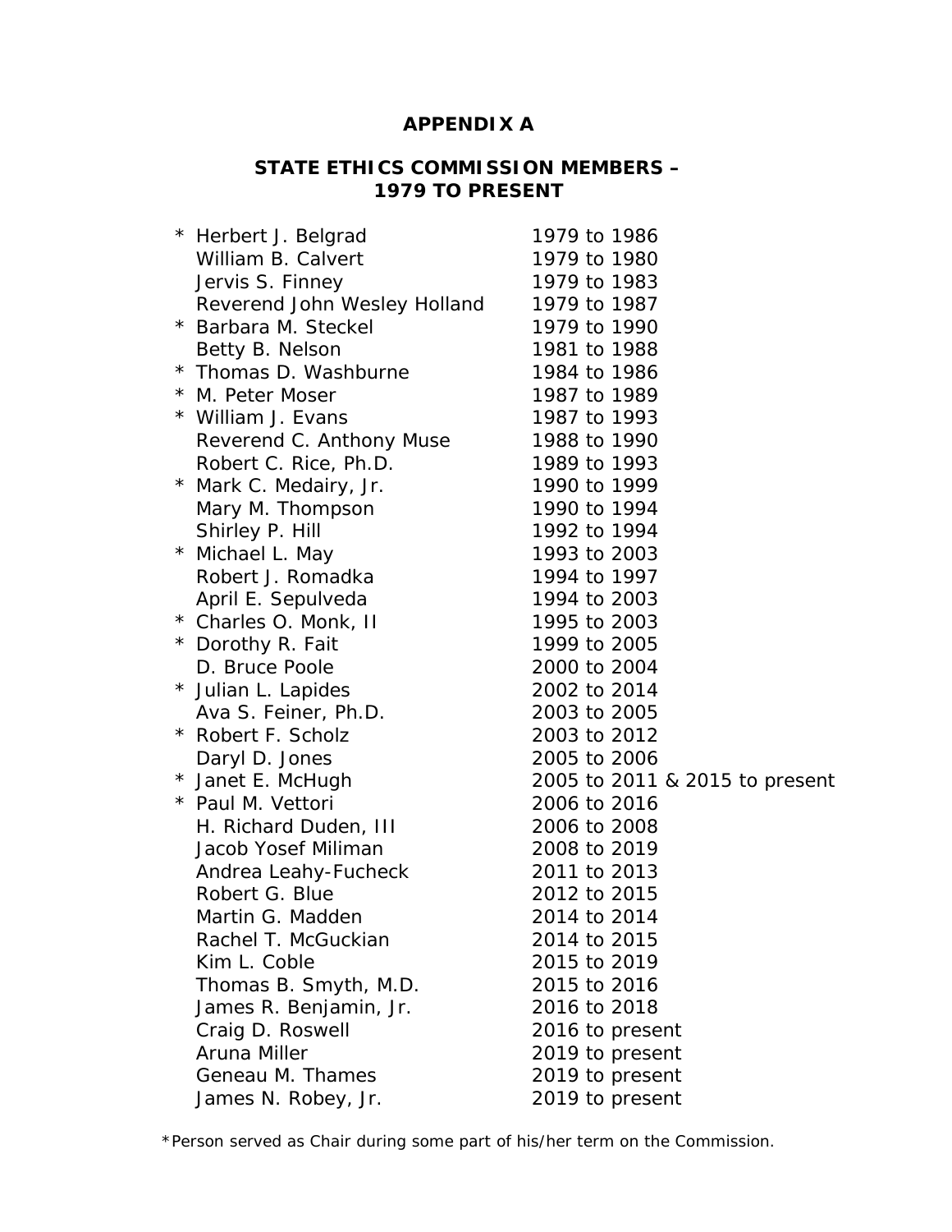# APPENDIX A

## STATE ETHICS COMMISSION MEMBERS – 1979 TO PRESENT

| | | |
|---|---|---|
| * | Herbert J. Belgrad | 1979 to 1986 |
| | William B. Calvert | 1979 to 1980 |
| | Jervis S. Finney | 1979 to 1983 |
| | Reverend John Wesley Holland | 1979 to 1987 |
| * | Barbara M. Steckel | 1979 to 1990 |
| | Betty B. Nelson | 1981 to 1988 |
| * | Thomas D. Washburne | 1984 to 1986 |
| * | M. Peter Moser | 1987 to 1989 |
| * | William J. Evans | 1987 to 1993 |
| | Reverend C. Anthony Muse | 1988 to 1990 |
| | Robert C. Rice, Ph.D. | 1989 to 1993 |
| * | Mark C. Medairy, Jr. | 1990 to 1999 |
| | Mary M. Thompson | 1990 to 1994 |
| | Shirley P. Hill | 1992 to 1994 |
| * | Michael L. May | 1993 to 2003 |
| | Robert J. Romadka | 1994 to 1997 |
| | April E. Sepulveda | 1994 to 2003 |
| * | Charles O. Monk, II | 1995 to 2003 |
| * | Dorothy R. Fait | 1999 to 2005 |
| | D. Bruce Poole | 2000 to 2004 |
| * | Julian L. Lapides | 2002 to 2014 |
| | Ava S. Feiner, Ph.D. | 2003 to 2005 |
| * | Robert F. Scholz | 2003 to 2012 |
| | Daryl D. Jones | 2005 to 2006 |
| * | Janet E. McHugh | 2005 to 2011 & 2015 to present |
| * | Paul M. Vettori | 2006 to 2016 |
| | H. Richard Duden, III | 2006 to 2008 |
| | Jacob Yosef Miliman | 2008 to 2019 |
| | Andrea Leahy-Fucheck | 2011 to 2013 |
| | Robert G. Blue | 2012 to 2015 |
| | Martin G. Madden | 2014 to 2014 |
| | Rachel T. McGuckian | 2014 to 2015 |
| | Kim L. Coble | 2015 to 2019 |
| | Thomas B. Smyth, M.D. | 2015 to 2016 |
| | James R. Benjamin, Jr. | 2016 to 2018 |
| | Craig D. Roswell | 2016 to present |
| | Aruna Miller | 2019 to present |
| | Geneau M. Thames | 2019 to present |
| | James N. Robey, Jr. | 2019 to present |

*Person served as Chair during some part of his/her term on the Commission.*